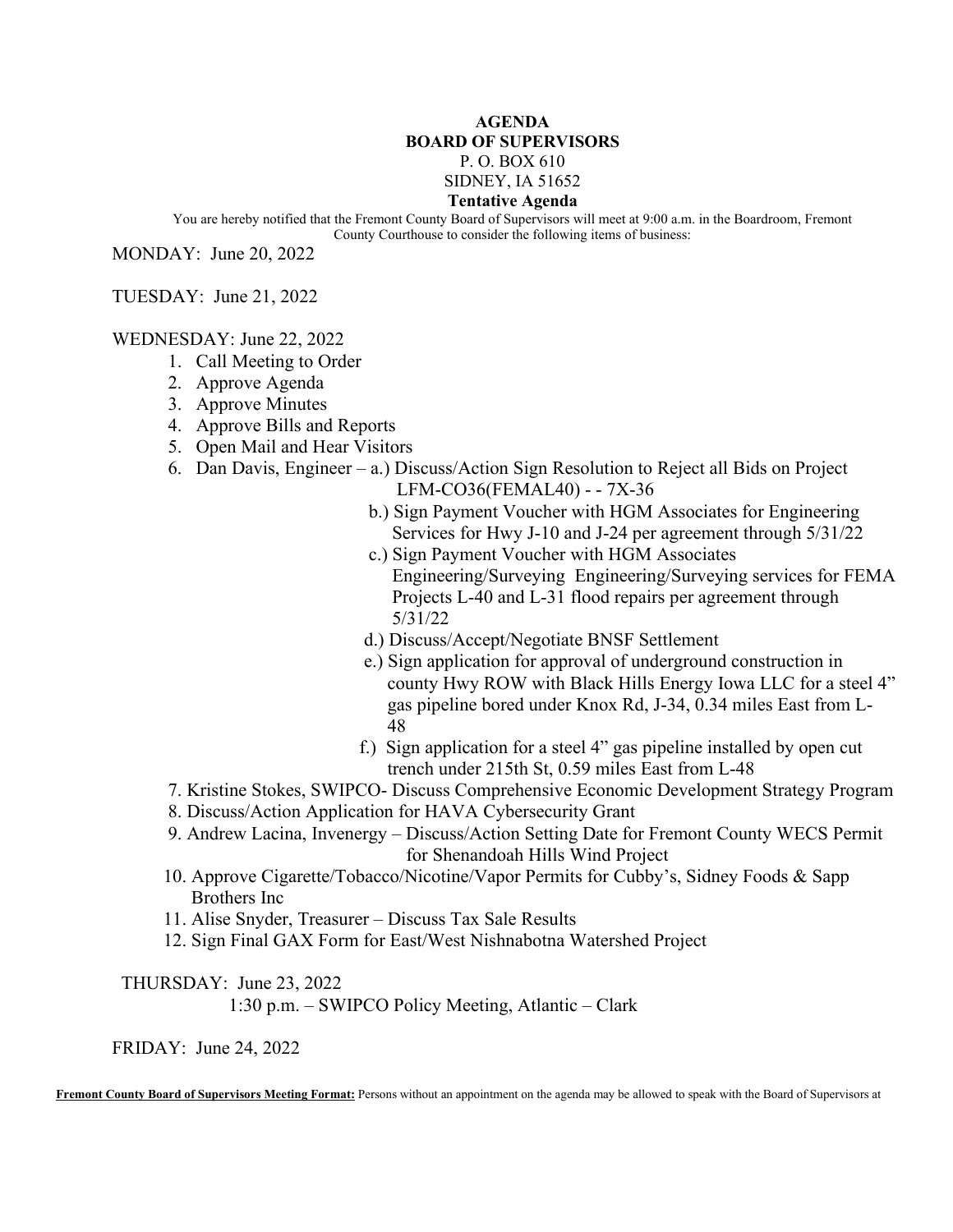# AGENDA

## BOARD OF SUPERVISORS

P. O. BOX 610
SIDNEY, IA 51652

**Tentative Agenda**

You are hereby notified that the Fremont County Board of Supervisors will meet at 9:00 a.m. in the Boardroom, Fremont County Courthouse to consider the following items of business:

MONDAY: June 20, 2022

TUESDAY: June 21, 2022

WEDNESDAY: June 22, 2022

1. Call Meeting to Order
2. Approve Agenda
3. Approve Minutes
4. Approve Bills and Reports
5. Open Mail and Hear Visitors
6. Dan Davis, Engineer –
   - a.) Discuss/Action Sign Resolution to Reject all Bids on Project LFM-CO36(FEMAL40) - - 7X-36
   - b.) Sign Payment Voucher with HGM Associates for Engineering Services for Hwy J-10 and J-24 per agreement through 5/31/22
   - c.) Sign Payment Voucher with HGM Associates Engineering/Surveying Engineering/Surveying services for FEMA Projects L-40 and L-31 flood repairs per agreement through 5/31/22
   - d.) Discuss/Accept/Negotiate BNSF Settlement
   - e.) Sign application for approval of underground construction in county Hwy ROW with Black Hills Energy Iowa LLC for a steel 4" gas pipeline bored under Knox Rd, J-34, 0.34 miles East from L-48
   - f.) Sign application for a steel 4" gas pipeline installed by open cut trench under 215th St, 0.59 miles East from L-48
7. Kristine Stokes, SWIPCO- Discuss Comprehensive Economic Development Strategy Program
8. Discuss/Action Application for HAVA Cybersecurity Grant
9. Andrew Lacina, Invenergy – Discuss/Action Setting Date for Fremont County WECS Permit for Shenandoah Hills Wind Project
10. Approve Cigarette/Tobacco/Nicotine/Vapor Permits for Cubby's, Sidney Foods & Sapp Brothers Inc
11. Alise Snyder, Treasurer – Discuss Tax Sale Results
12. Sign Final GAX Form for East/West Nishnabotna Watershed Project

THURSDAY: June 23, 2022

1:30 p.m. – SWIPCO Policy Meeting, Atlantic – Clark

FRIDAY: June 24, 2022

**Fremont County Board of Supervisors Meeting Format:** Persons without an appointment on the agenda may be allowed to speak with the Board of Supervisors at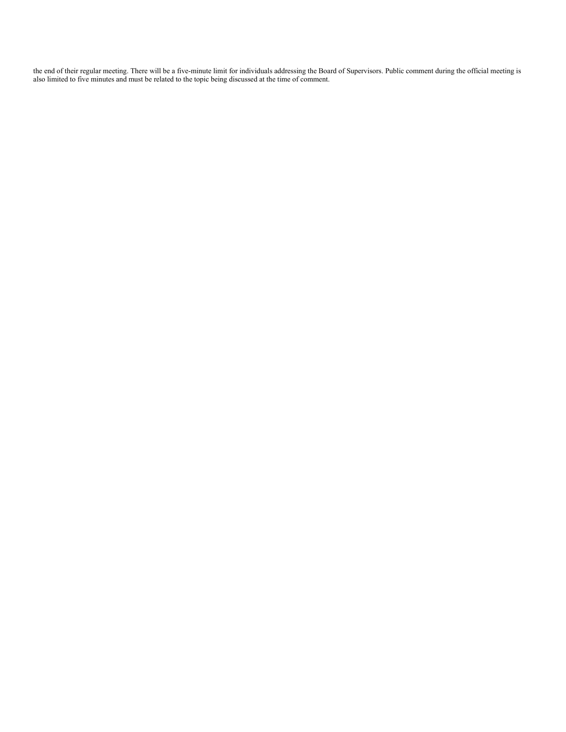the end of their regular meeting. There will be a five-minute limit for individuals addressing the Board of Supervisors. Public comment during the official meeting is also limited to five minutes and must be related to the topic being discussed at the time of comment.